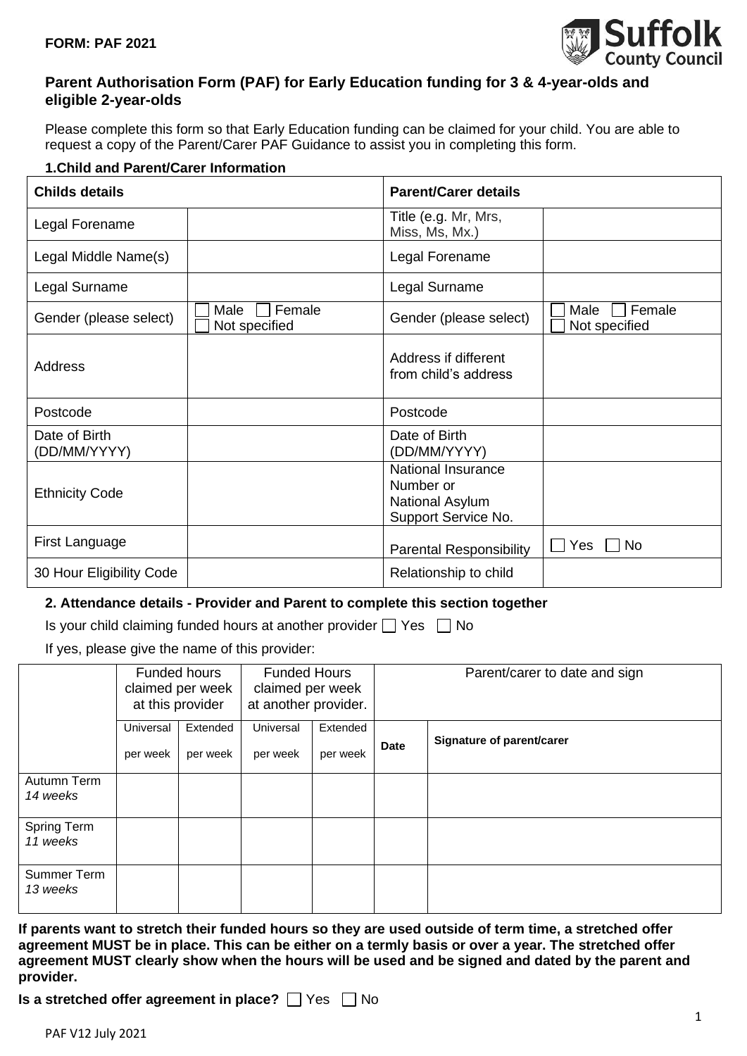**FORM: PAF 2021**

Suffolk County Council

## Parent Authorisation Form (PAF) for Early Education funding for 3 & 4-year-olds and eligible 2-year-olds

Please complete this form so that Early Education funding can be claimed for your child. You are able to request a copy of the Parent/Carer PAF Guidance to assist you in completing this form.

### 1.Child and Parent/Carer Information

| **Childs details** | | **Parent/Carer details** | |
|---|---|---|---|
| Legal Forename | | Title (e.g. Mr, Mrs, Miss, Ms, Mx.) | |
| Legal Middle Name(s) | | Legal Forename | |
| Legal Surname | | Legal Surname | |
| Gender (please select) | ☐ Male ☐ Female ☐ Not specified | Gender (please select) | ☐ Male ☐ Female ☐ Not specified |
| Address | | Address if different from child's address | |
| Postcode | | Postcode | |
| Date of Birth (DD/MM/YYYY) | | Date of Birth (DD/MM/YYYY) | |
| Ethnicity Code | | National Insurance Number or National Asylum Support Service No. | |
| First Language | | Parental Responsibility | ☐ Yes ☐ No |
| 30 Hour Eligibility Code | | Relationship to child | |

### 2. Attendance details - Provider and Parent to complete this section together

Is your child claiming funded hours at another provider ☐ Yes ☐ No

If yes, please give the name of this provider:

| | Funded hours claimed per week at this provider | | Funded Hours claimed per week at another provider. | | Parent/carer to date and sign | |
|---|---|---|---|---|---|---|
| | Universal per week | Extended per week | Universal per week | Extended per week | **Date** | **Signature of parent/carer** |
| Autumn Term *14 weeks* | | | | | | |
| Spring Term *11 weeks* | | | | | | |
| Summer Term *13 weeks* | | | | | | |

**If parents want to stretch their funded hours so they are used outside of term time, a stretched offer agreement MUST be in place. This can be either on a termly basis or over a year. The stretched offer agreement MUST clearly show when the hours will be used and be signed and dated by the parent and provider.**

**Is a stretched offer agreement in place?** ☐ Yes ☐ No

PAF V12 July 2021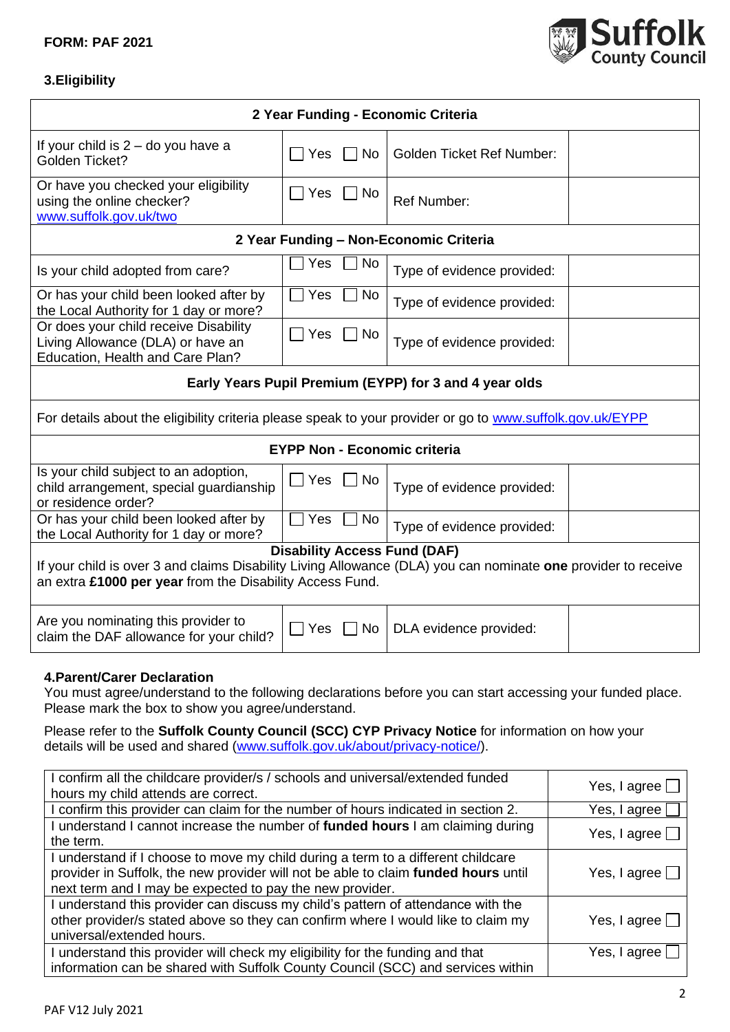**FORM: PAF 2021**

### 3.Eligibility

| 2 Year Funding - Economic Criteria | | | |
|---|---|---|---|
| If your child is 2 – do you have a Golden Ticket? | ☐ Yes ☐ No | Golden Ticket Ref Number: | |
| Or have you checked your eligibility using the online checker? www.suffolk.gov.uk/two | ☐ Yes ☐ No | Ref Number: | |
| **2 Year Funding – Non-Economic Criteria** | | | |
| Is your child adopted from care? | ☐ Yes ☐ No | Type of evidence provided: | |
| Or has your child been looked after by the Local Authority for 1 day or more? | ☐ Yes ☐ No | Type of evidence provided: | |
| Or does your child receive Disability Living Allowance (DLA) or have an Education, Health and Care Plan? | ☐ Yes ☐ No | Type of evidence provided: | |
| **Early Years Pupil Premium (EYPP) for 3 and 4 year olds** | | | |
| For details about the eligibility criteria please speak to your provider or go to www.suffolk.gov.uk/EYPP | | | |
| **EYPP Non - Economic criteria** | | | |
| Is your child subject to an adoption, child arrangement, special guardianship or residence order? | ☐ Yes ☐ No | Type of evidence provided: | |
| Or has your child been looked after by the Local Authority for 1 day or more? | ☐ Yes ☐ No | Type of evidence provided: | |
| **Disability Access Fund (DAF)** If your child is over 3 and claims Disability Living Allowance (DLA) you can nominate **one** provider to receive an extra **£1000 per year** from the Disability Access Fund. | | | |
| Are you nominating this provider to claim the DAF allowance for your child? | ☐ Yes ☐ No | DLA evidence provided: | |

### 4.Parent/Carer Declaration

You must agree/understand to the following declarations before you can start accessing your funded place. Please mark the box to show you agree/understand.

Please refer to the **Suffolk County Council (SCC) CYP Privacy Notice** for information on how your details will be used and shared (www.suffolk.gov.uk/about/privacy-notice/).

| Declaration | Agreement |
|---|---|
| I confirm all the childcare provider/s / schools and universal/extended funded hours my child attends are correct. | Yes, I agree ☐ |
| I confirm this provider can claim for the number of hours indicated in section 2. | Yes, I agree ☐ |
| I understand I cannot increase the number of **funded hours** I am claiming during the term. | Yes, I agree ☐ |
| I understand if I choose to move my child during a term to a different childcare provider in Suffolk, the new provider will not be able to claim **funded hours** until next term and I may be expected to pay the new provider. | Yes, I agree ☐ |
| I understand this provider can discuss my child's pattern of attendance with the other provider/s stated above so they can confirm where I would like to claim my universal/extended hours. | Yes, I agree ☐ |
| I understand this provider will check my eligibility for the funding and that information can be shared with Suffolk County Council (SCC) and services within | Yes, I agree ☐ |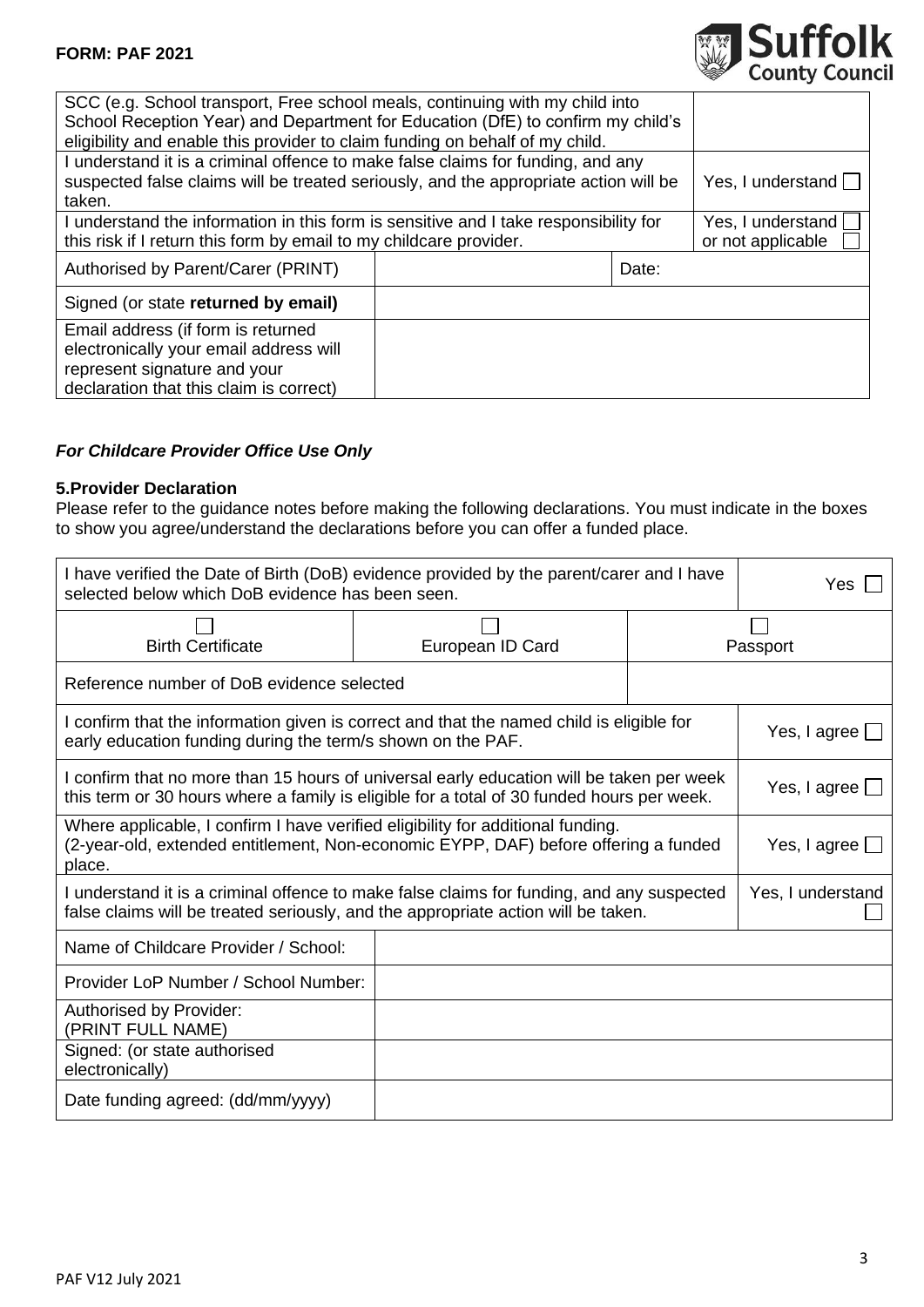| | | | |
|---|---|---|---|
| SCC (e.g. School transport, Free school meals, continuing with my child into School Reception Year) and Department for Education (DfE) to confirm my child's eligibility and enable this provider to claim funding on behalf of my child. | | | |
| I understand it is a criminal offence to make false claims for funding, and any suspected false claims will be treated seriously, and the appropriate action will be taken. | | | Yes, I understand ☐ |
| I understand the information in this form is sensitive and I take responsibility for this risk if I return this form by email to my childcare provider. | | | Yes, I understand ☐ or not applicable ☐ |
| Authorised by Parent/Carer (PRINT) | | Date: | |
| Signed (or state **returned by email)** | | | |
| Email address (if form is returned electronically your email address will represent signature and your declaration that this claim is correct) | | | |

***For Childcare Provider Office Use Only***

**5.Provider Declaration**

Please refer to the guidance notes before making the following declarations. You must indicate in the boxes to show you agree/understand the declarations before you can offer a funded place.

| | | | |
|---|---|---|---|
| I have verified the Date of Birth (DoB) evidence provided by the parent/carer and I have selected below which DoB evidence has been seen. | | | Yes ☐ |
| ☐ Birth Certificate | ☐ European ID Card | ☐ Passport | |
| Reference number of DoB evidence selected | | | |
| I confirm that the information given is correct and that the named child is eligible for early education funding during the term/s shown on the PAF. | | | Yes, I agree ☐ |
| I confirm that no more than 15 hours of universal early education will be taken per week this term or 30 hours where a family is eligible for a total of 30 funded hours per week. | | | Yes, I agree ☐ |
| Where applicable, I confirm I have verified eligibility for additional funding. (2-year-old, extended entitlement, Non-economic EYPP, DAF) before offering a funded place. | | | Yes, I agree ☐ |
| I understand it is a criminal offence to make false claims for funding, and any suspected false claims will be treated seriously, and the appropriate action will be taken. | | | Yes, I understand ☐ |
| Name of Childcare Provider / School: | | | |
| Provider LoP Number / School Number: | | | |
| Authorised by Provider: (PRINT FULL NAME) | | | |
| Signed: (or state authorised electronically) | | | |
| Date funding agreed: (dd/mm/yyyy) | | | |